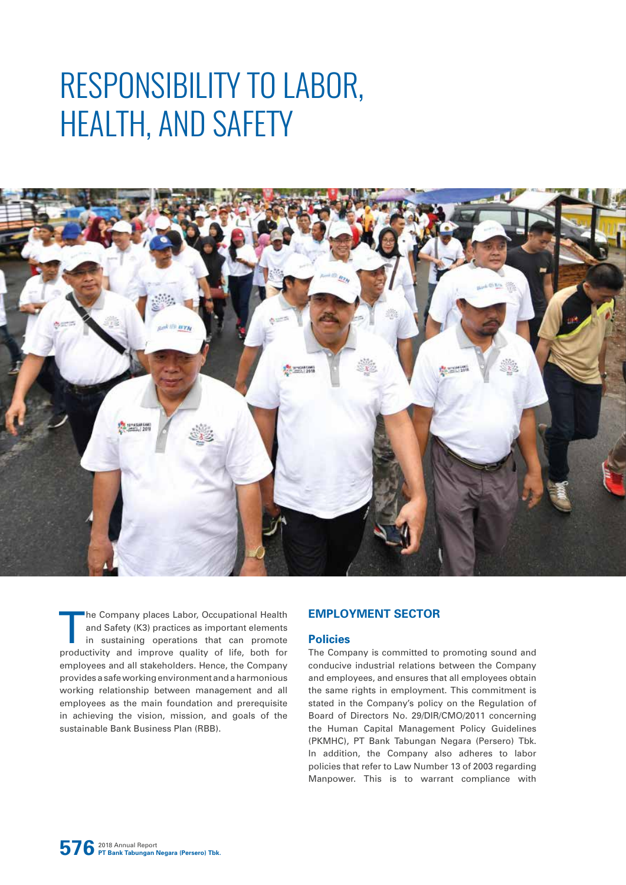# RESPONSIBILITY TO LABOR, HEALTH, AND SAFETY

The Company places Labor, Occupational Health and Safety (K3) practices as important elements in sustaining operations that can promote productivity and improve quality of life, both for employees and all stakeholders. Hence, the Company provides a safe working environment and a harmonious working relationship between management and all employees as the main foundation and prerequisite in achieving the vision, mission, and goals of the sustainable Bank Business Plan (RBB).

## EMPLOYMENT SECTOR

### Policies

The Company is committed to promoting sound and conducive industrial relations between the Company and employees, and ensures that all employees obtain the same rights in employment. This commitment is stated in the Company's policy on the Regulation of Board of Directors No. 29/DIR/CMO/2011 concerning the Human Capital Management Policy Guidelines (PKMHC), PT Bank Tabungan Negara (Persero) Tbk. In addition, the Company also adheres to labor policies that refer to Law Number 13 of 2003 regarding Manpower. This is to warrant compliance with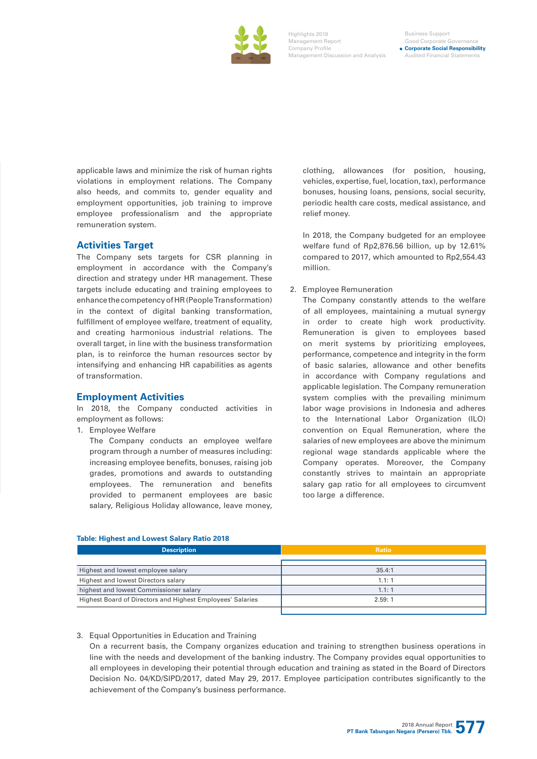applicable laws and minimize the risk of human rights violations in employment relations. The Company also heeds, and commits to, gender equality and employment opportunities, job training to improve employee professionalism and the appropriate remuneration system.

## Activities Target

The Company sets targets for CSR planning in employment in accordance with the Company's direction and strategy under HR management. These targets include educating and training employees to enhance the competency of HR (People Transformation) in the context of digital banking transformation, fulfillment of employee welfare, treatment of equality, and creating harmonious industrial relations. The overall target, in line with the business transformation plan, is to reinforce the human resources sector by intensifying and enhancing HR capabilities as agents of transformation.

## Employment Activities

In 2018, the Company conducted activities in employment as follows:

1. Employee Welfare
   The Company conducts an employee welfare program through a number of measures including: increasing employee benefits, bonuses, raising job grades, promotions and awards to outstanding employees. The remuneration and benefits provided to permanent employees are basic salary, Religious Holiday allowance, leave money, clothing, allowances (for position, housing, vehicles, expertise, fuel, location, tax), performance bonuses, housing loans, pensions, social security, periodic health care costs, medical assistance, and relief money.

   In 2018, the Company budgeted for an employee welfare fund of Rp2,876.56 billion, up by 12.61% compared to 2017, which amounted to Rp2,554.43 million.

2. Employee Remuneration
   The Company constantly attends to the welfare of all employees, maintaining a mutual synergy in order to create high work productivity. Remuneration is given to employees based on merit systems by prioritizing employees, performance, competence and integrity in the form of basic salaries, allowance and other benefits in accordance with Company regulations and applicable legislation. The Company remuneration system complies with the prevailing minimum labor wage provisions in Indonesia and adheres to the International Labor Organization (ILO) convention on Equal Remuneration, where the salaries of new employees are above the minimum regional wage standards applicable where the Company operates. Moreover, the Company constantly strives to maintain an appropriate salary gap ratio for all employees to circumvent too large a difference.

**Table: Highest and Lowest Salary Ratio 2018**

| Description | Ratio |
|---|---|
| Highest and lowest employee salary | 35.4:1 |
| Highest and lowest Directors salary | 1.1: 1 |
| highest and lowest Commissioner salary | 1.1: 1 |
| Highest Board of Directors and Highest Employees' Salaries | 2.59: 1 |

3. Equal Opportunities in Education and Training
   On a recurrent basis, the Company organizes education and training to strengthen business operations in line with the needs and development of the banking industry. The Company provides equal opportunities to all employees in developing their potential through education and training as stated in the Board of Directors Decision No. 04/KD/SIPD/2017, dated May 29, 2017. Employee participation contributes significantly to the achievement of the Company's business performance.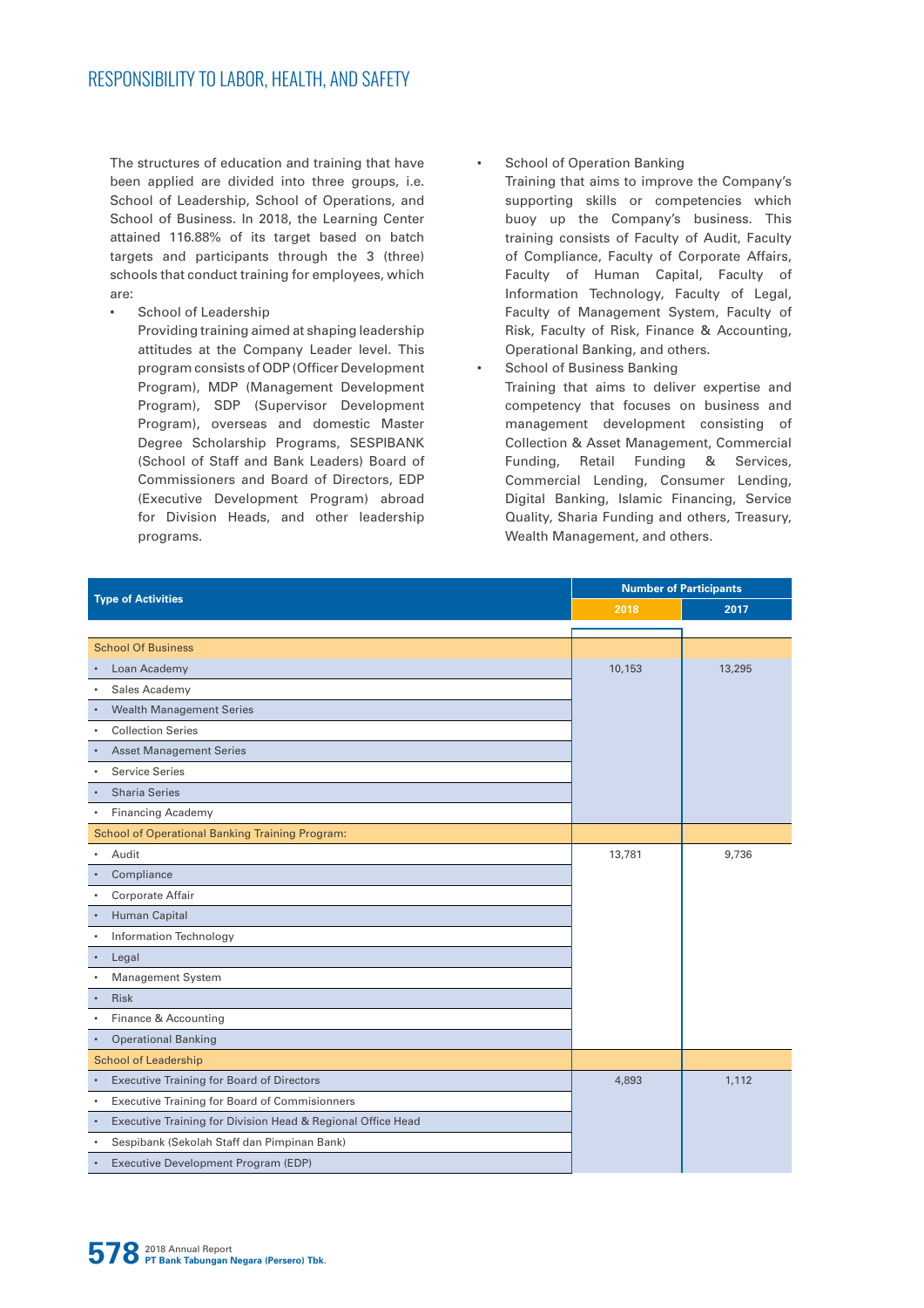## RESPONSIBILITY TO LABOR, HEALTH, AND SAFETY

The structures of education and training that have been applied are divided into three groups, i.e. School of Leadership, School of Operations, and School of Business. In 2018, the Learning Center attained 116.88% of its target based on batch targets and participants through the 3 (three) schools that conduct training for employees, which are:

- School of Leadership
  Providing training aimed at shaping leadership attitudes at the Company Leader level. This program consists of ODP (Officer Development Program), MDP (Management Development Program), SDP (Supervisor Development Program), overseas and domestic Master Degree Scholarship Programs, SESPIBANK (School of Staff and Bank Leaders) Board of Commissioners and Board of Directors, EDP (Executive Development Program) abroad for Division Heads, and other leadership programs.
- School of Operation Banking
  Training that aims to improve the Company's supporting skills or competencies which buoy up the Company's business. This training consists of Faculty of Audit, Faculty of Compliance, Faculty of Corporate Affairs, Faculty of Human Capital, Faculty of Information Technology, Faculty of Legal, Faculty of Management System, Faculty of Risk, Faculty of Risk, Finance & Accounting, Operational Banking, and others.
- School of Business Banking
  Training that aims to deliver expertise and competency that focuses on business and management development consisting of Collection & Asset Management, Commercial Funding, Retail Funding & Services, Commercial Lending, Consumer Lending, Digital Banking, Islamic Financing, Service Quality, Sharia Funding and others, Treasury, Wealth Management, and others.

| Type of Activities | Number of Participants | |
|---|---|---|
| | 2018 | 2017 |
| School Of Business | | |
| • Loan Academy | 10,153 | 13,295 |
| • Sales Academy | | |
| • Wealth Management Series | | |
| • Collection Series | | |
| • Asset Management Series | | |
| • Service Series | | |
| • Sharia Series | | |
| • Financing Academy | | |
| School of Operational Banking Training Program: | | |
| • Audit | 13,781 | 9,736 |
| • Compliance | | |
| • Corporate Affair | | |
| • Human Capital | | |
| • Information Technology | | |
| • Legal | | |
| • Management System | | |
| • Risk | | |
| • Finance & Accounting | | |
| • Operational Banking | | |
| School of Leadership | | |
| • Executive Training for Board of Directors | 4,893 | 1,112 |
| • Executive Training for Board of Commisioners | | |
| • Executive Training for Division Head & Regional Office Head | | |
| • Sespibank (Sekolah Staff dan Pimpinan Bank) | | |
| • Executive Development Program (EDP) | | |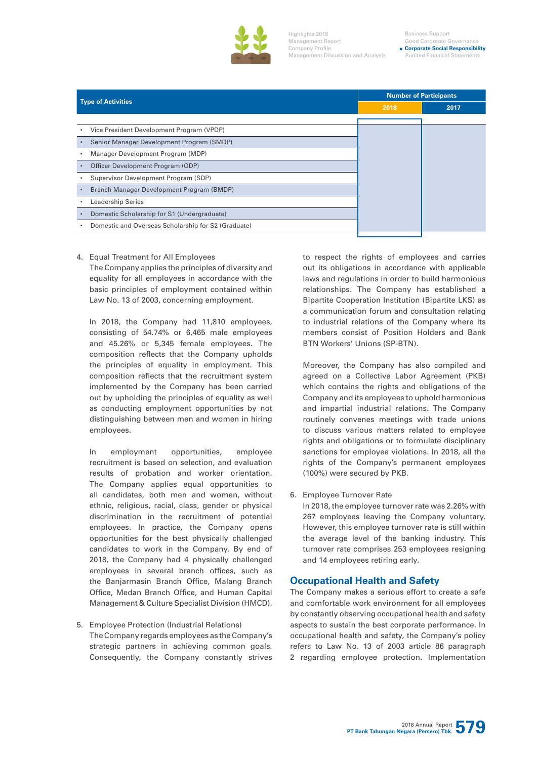| Type of Activities | Number of Participants | |
|---|---|---|
| | 2018 | 2017 |
| • Vice President Development Program (VPDP) | | |
| • Senior Manager Development Program (SMDP) | | |
| • Manager Development Program (MDP) | | |
| • Officer Development Program (ODP) | | |
| • Supervisor Development Program (SDP) | | |
| • Branch Manager Development Program (BMDP) | | |
| • Leadership Series | | |
| • Domestic Scholarship for S1 (Undergraduate) | | |
| • Domestic and Overseas Scholarship for S2 (Graduate) | | |

4. Equal Treatment for All Employees
   The Company applies the principles of diversity and equality for all employees in accordance with the basic principles of employment contained within Law No. 13 of 2003, concerning employment.

   In 2018, the Company had 11,810 employees, consisting of 54.74% or 6,465 male employees and 45.26% or 5,345 female employees. The composition reflects that the Company upholds the principles of equality in employment. This composition reflects that the recruitment system implemented by the Company has been carried out by upholding the principles of equality as well as conducting employment opportunities by not distinguishing between men and women in hiring employees.

   In employment opportunities, employee recruitment is based on selection, and evaluation results of probation and worker orientation. The Company applies equal opportunities to all candidates, both men and women, without ethnic, religious, racial, class, gender or physical discrimination in the recruitment of potential employees. In practice, the Company opens opportunities for the best physically challenged candidates to work in the Company. By end of 2018, the Company had 4 physically challenged employees in several branch offices, such as the Banjarmasin Branch Office, Malang Branch Office, Medan Branch Office, and Human Capital Management & Culture Specialist Division (HMCD).

5. Employee Protection (Industrial Relations)
   The Company regards employees as the Company's strategic partners in achieving common goals. Consequently, the Company constantly strives to respect the rights of employees and carries out its obligations in accordance with applicable laws and regulations in order to build harmonious relationships. The Company has established a Bipartite Cooperation Institution (Bipartite LKS) as a communication forum and consultation relating to industrial relations of the Company where its members consist of Position Holders and Bank BTN Workers' Unions (SP-BTN).

   Moreover, the Company has also compiled and agreed on a Collective Labor Agreement (PKB) which contains the rights and obligations of the Company and its employees to uphold harmonious and impartial industrial relations. The Company routinely convenes meetings with trade unions to discuss various matters related to employee rights and obligations or to formulate disciplinary sanctions for employee violations. In 2018, all the rights of the Company's permanent employees (100%) were secured by PKB.

6. Employee Turnover Rate
   In 2018, the employee turnover rate was 2.26% with 267 employees leaving the Company voluntary. However, this employee turnover rate is still within the average level of the banking industry. This turnover rate comprises 253 employees resigning and 14 employees retiring early.

## Occupational Health and Safety

The Company makes a serious effort to create a safe and comfortable work environment for all employees by constantly observing occupational health and safety aspects to sustain the best corporate performance. In occupational health and safety, the Company's policy refers to Law No. 13 of 2003 article 86 paragraph 2 regarding employee protection. Implementation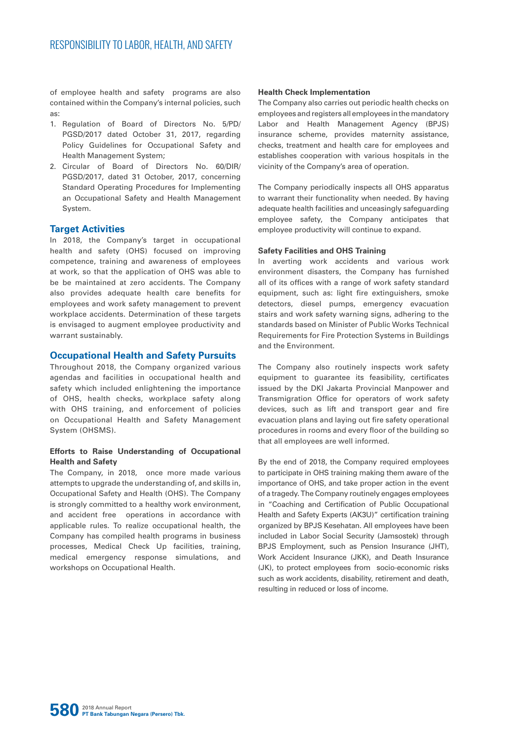of employee health and safety programs are also contained within the Company's internal policies, such as:

1. Regulation of Board of Directors No. 5/PD/PGSD/2017 dated October 31, 2017, regarding Policy Guidelines for Occupational Safety and Health Management System;
2. Circular of Board of Directors No. 60/DIR/PGSD/2017, dated 31 October, 2017, concerning Standard Operating Procedures for Implementing an Occupational Safety and Health Management System.

## Target Activities

In 2018, the Company's target in occupational health and safety (OHS) focused on improving competence, training and awareness of employees at work, so that the application of OHS was able to be be maintained at zero accidents. The Company also provides adequate health care benefits for employees and work safety management to prevent workplace accidents. Determination of these targets is envisaged to augment employee productivity and warrant sustainably.

## Occupational Health and Safety Pursuits

Throughout 2018, the Company organized various agendas and facilities in occupational health and safety which included enlightening the importance of OHS, health checks, workplace safety along with OHS training, and enforcement of policies on Occupational Health and Safety Management System (OHSMS).

### Efforts to Raise Understanding of Occupational Health and Safety

The Company, in 2018, once more made various attempts to upgrade the understanding of, and skills in, Occupational Safety and Health (OHS). The Company is strongly committed to a healthy work environment, and accident free operations in accordance with applicable rules. To realize occupational health, the Company has compiled health programs in business processes, Medical Check Up facilities, training, medical emergency response simulations, and workshops on Occupational Health.

### Health Check Implementation

The Company also carries out periodic health checks on employees and registers all employees in the mandatory Labor and Health Management Agency (BPJS) insurance scheme, provides maternity assistance, checks, treatment and health care for employees and establishes cooperation with various hospitals in the vicinity of the Company's area of operation.

The Company periodically inspects all OHS apparatus to warrant their functionality when needed. By having adequate health facilities and unceasingly safeguarding employee safety, the Company anticipates that employee productivity will continue to expand.

### Safety Facilities and OHS Training

In averting work accidents and various work environment disasters, the Company has furnished all of its offices with a range of work safety standard equipment, such as: light fire extinguishers, smoke detectors, diesel pumps, emergency evacuation stairs and work safety warning signs, adhering to the standards based on Minister of Public Works Technical Requirements for Fire Protection Systems in Buildings and the Environment.

The Company also routinely inspects work safety equipment to guarantee its feasibility, certificates issued by the DKI Jakarta Provincial Manpower and Transmigration Office for operators of work safety devices, such as lift and transport gear and fire evacuation plans and laying out fire safety operational procedures in rooms and every floor of the building so that all employees are well informed.

By the end of 2018, the Company required employees to participate in OHS training making them aware of the importance of OHS, and take proper action in the event of a tragedy. The Company routinely engages employees in "Coaching and Certification of Public Occupational Health and Safety Experts (AK3U)" certification training organized by BPJS Kesehatan. All employees have been included in Labor Social Security (Jamsostek) through BPJS Employment, such as Pension Insurance (JHT), Work Accident Insurance (JKK), and Death Insurance (JK), to protect employees from socio-economic risks such as work accidents, disability, retirement and death, resulting in reduced or loss of income.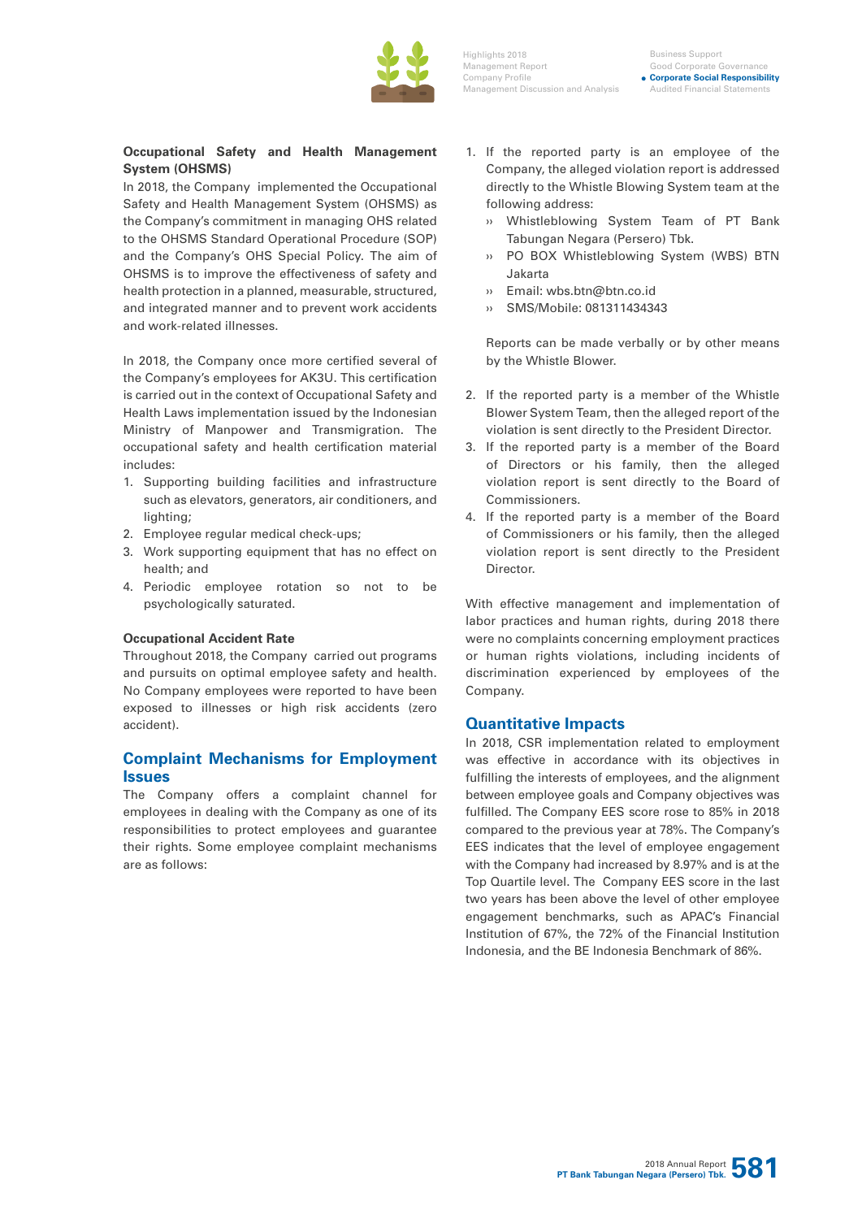**Occupational Safety and Health Management System (OHSMS)**

In 2018, the Company implemented the Occupational Safety and Health Management System (OHSMS) as the Company's commitment in managing OHS related to the OHSMS Standard Operational Procedure (SOP) and the Company's OHS Special Policy. The aim of OHSMS is to improve the effectiveness of safety and health protection in a planned, measurable, structured, and integrated manner and to prevent work accidents and work-related illnesses.

In 2018, the Company once more certified several of the Company's employees for AK3U. This certification is carried out in the context of Occupational Safety and Health Laws implementation issued by the Indonesian Ministry of Manpower and Transmigration. The occupational safety and health certification material includes:

1. Supporting building facilities and infrastructure such as elevators, generators, air conditioners, and lighting;
2. Employee regular medical check-ups;
3. Work supporting equipment that has no effect on health; and
4. Periodic employee rotation so not to be psychologically saturated.

**Occupational Accident Rate**

Throughout 2018, the Company carried out programs and pursuits on optimal employee safety and health. No Company employees were reported to have been exposed to illnesses or high risk accidents (zero accident).

## Complaint Mechanisms for Employment Issues

The Company offers a complaint channel for employees in dealing with the Company as one of its responsibilities to protect employees and guarantee their rights. Some employee complaint mechanisms are as follows:

1. If the reported party is an employee of the Company, the alleged violation report is addressed directly to the Whistle Blowing System team at the following address:
   - Whistleblowing System Team of PT Bank Tabungan Negara (Persero) Tbk.
   - PO BOX Whistleblowing System (WBS) BTN Jakarta
   - Email: wbs.btn@btn.co.id
   - SMS/Mobile: 081311434343

   Reports can be made verbally or by other means by the Whistle Blower.

2. If the reported party is a member of the Whistle Blower System Team, then the alleged report of the violation is sent directly to the President Director.
3. If the reported party is a member of the Board of Directors or his family, then the alleged violation report is sent directly to the Board of Commissioners.
4. If the reported party is a member of the Board of Commissioners or his family, then the alleged violation report is sent directly to the President Director.

With effective management and implementation of labor practices and human rights, during 2018 there were no complaints concerning employment practices or human rights violations, including incidents of discrimination experienced by employees of the Company.

## Quantitative Impacts

In 2018, CSR implementation related to employment was effective in accordance with its objectives in fulfilling the interests of employees, and the alignment between employee goals and Company objectives was fulfilled. The Company EES score rose to 85% in 2018 compared to the previous year at 78%. The Company's EES indicates that the level of employee engagement with the Company had increased by 8.97% and is at the Top Quartile level. The Company EES score in the last two years has been above the level of other employee engagement benchmarks, such as APAC's Financial Institution of 67%, the 72% of the Financial Institution Indonesia, and the BE Indonesia Benchmark of 86%.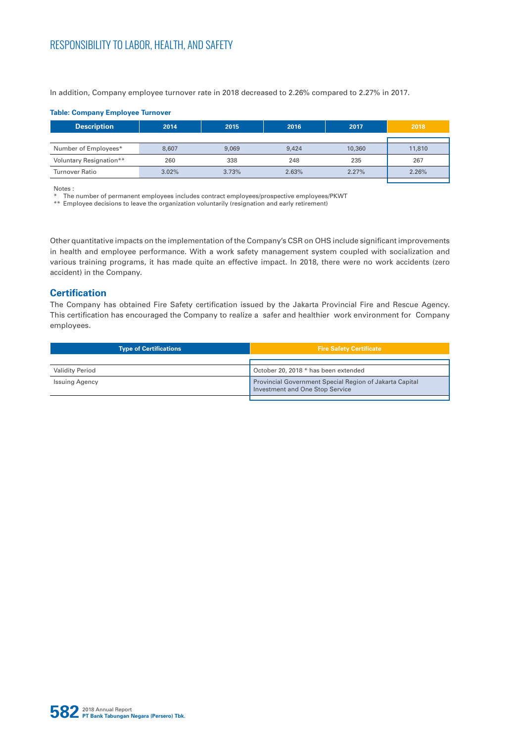In addition, Company employee turnover rate in 2018 decreased to 2.26% compared to 2.27% in 2017.

**Table: Company Employee Turnover**

| Description | 2014 | 2015 | 2016 | 2017 | 2018 |
|---|---|---|---|---|---|
| Number of Employees* | 8,607 | 9,069 | 9,424 | 10,360 | 11,810 |
| Voluntary Resignation** | 260 | 338 | 248 | 235 | 267 |
| Turnover Ratio | 3.02% | 3.73% | 2.63% | 2.27% | 2.26% |

Notes :
* The number of permanent employees includes contract employees/prospective employees/PKWT
** Employee decisions to leave the organization voluntarily (resignation and early retirement)

Other quantitative impacts on the implementation of the Company's CSR on OHS include significant improvements in health and employee performance. With a work safety management system coupled with socialization and various training programs, it has made quite an effective impact. In 2018, there were no work accidents (zero accident) in the Company.

## Certification

The Company has obtained Fire Safety certification issued by the Jakarta Provincial Fire and Rescue Agency. This certification has encouraged the Company to realize a safer and healthier work environment for Company employees.

| Type of Certifications | Fire Safety Certificate |
|---|---|
| Validity Period | October 20, 2018 * has been extended |
| Issuing Agency | Provincial Government Special Region of Jakarta Capital Investment and One Stop Service |